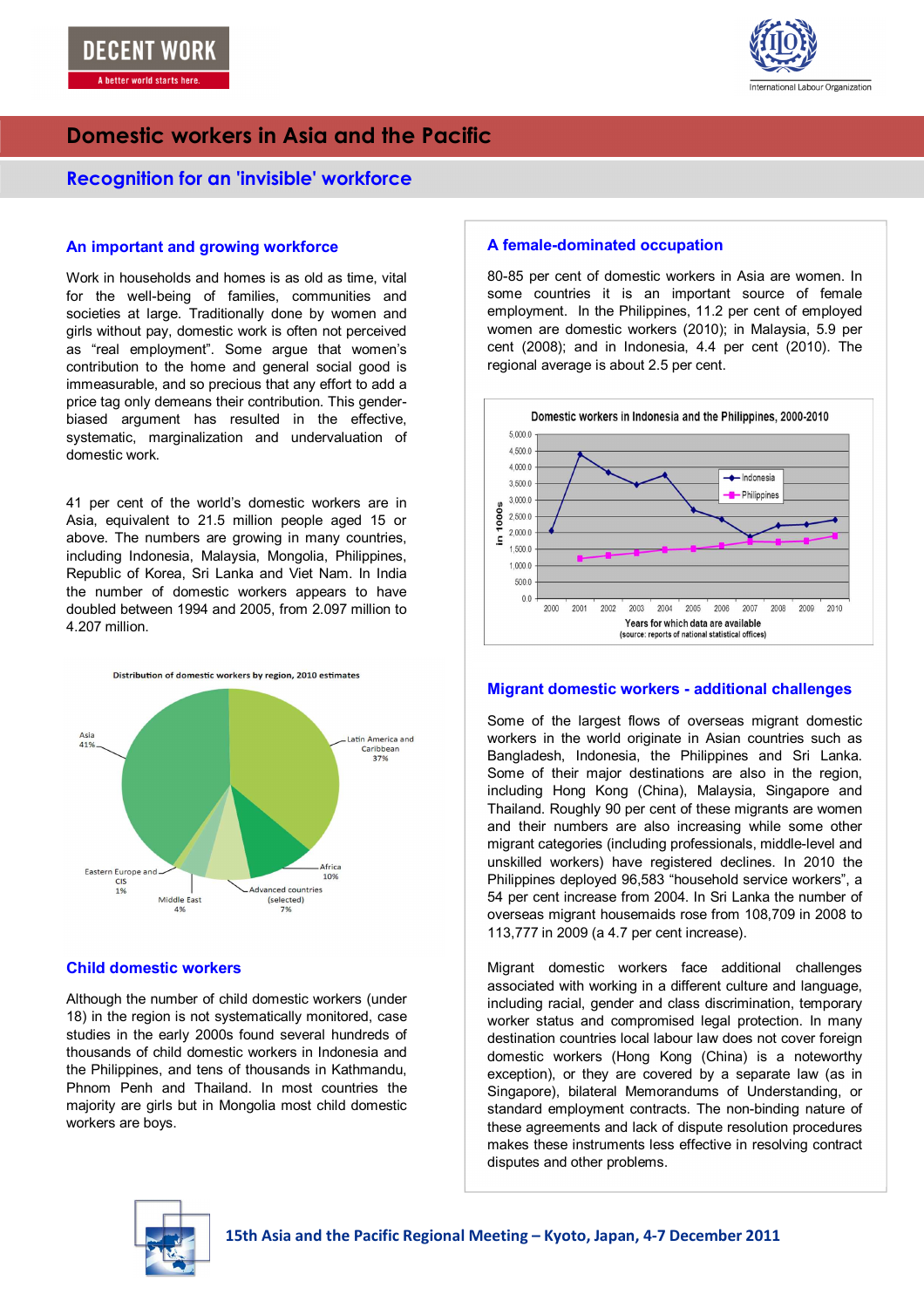# Domestic workers in Asia and the Pacific

## Recognition for an 'invisible' workforce

### An important and growing workforce

Work in households and homes is as old as time, vital for the well-being of families, communities and societies at large. Traditionally done by women and girls without pay, domestic work is often not perceived as "real employment". Some argue that women's contribution to the home and general social good is immeasurable, and so precious that any effort to add a price tag only demeans their contribution. This gender-biased argument has resulted in the effective, systematic, marginalization and undervaluation of domestic work.

41 per cent of the world's domestic workers are in Asia, equivalent to 21.5 million people aged 15 or above. The numbers are growing in many countries, including Indonesia, Malaysia, Mongolia, Philippines, Republic of Korea, Sri Lanka and Viet Nam. In India the number of domestic workers appears to have doubled between 1994 and 2005, from 2.097 million to 4.207 million.

Distribution of domestic workers by region, 2010 estimates

| Region | Share |
|---|---|
| Asia | 41% |
| Latin America and Caribbean | 37% |
| Africa | 10% |
| Advanced countries (selected) | 7% |
| Middle East | 4% |
| Eastern Europe and CIS | 1% |

### Child domestic workers

Although the number of child domestic workers (under 18) in the region is not systematically monitored, case studies in the early 2000s found several hundreds of thousands of child domestic workers in Indonesia and the Philippines, and tens of thousands in Kathmandu, Phnom Penh and Thailand. In most countries the majority are girls but in Mongolia most child domestic workers are boys.

### A female-dominated occupation

80-85 per cent of domestic workers in Asia are women. In some countries it is an important source of female employment. In the Philippines, 11.2 per cent of employed women are domestic workers (2010); in Malaysia, 5.9 per cent (2008); and in Indonesia, 4.4 per cent (2010). The regional average is about 2.5 per cent.

Domestic workers in Indonesia and the Philippines, 2000-2010

(Chart: in 1000s; Years for which data are available; series: Indonesia, Philippines)

(source: reports of national statistical offices)

### Migrant domestic workers - additional challenges

Some of the largest flows of overseas migrant domestic workers in the world originate in Asian countries such as Bangladesh, Indonesia, the Philippines and Sri Lanka. Some of their major destinations are also in the region, including Hong Kong (China), Malaysia, Singapore and Thailand. Roughly 90 per cent of these migrants are women and their numbers are also increasing while some other migrant categories (including professionals, middle-level and unskilled workers) have registered declines. In 2010 the Philippines deployed 96,583 "household service workers", a 54 per cent increase from 2004. In Sri Lanka the number of overseas migrant housemaids rose from 108,709 in 2008 to 113,777 in 2009 (a 4.7 per cent increase).

Migrant domestic workers face additional challenges associated with working in a different culture and language, including racial, gender and class discrimination, temporary worker status and compromised legal protection. In many destination countries local labour law does not cover foreign domestic workers (Hong Kong (China) is a noteworthy exception), or they are covered by a separate law (as in Singapore), bilateral Memorandums of Understanding, or standard employment contracts. The non-binding nature of these agreements and lack of dispute resolution procedures makes these instruments less effective in resolving contract disputes and other problems.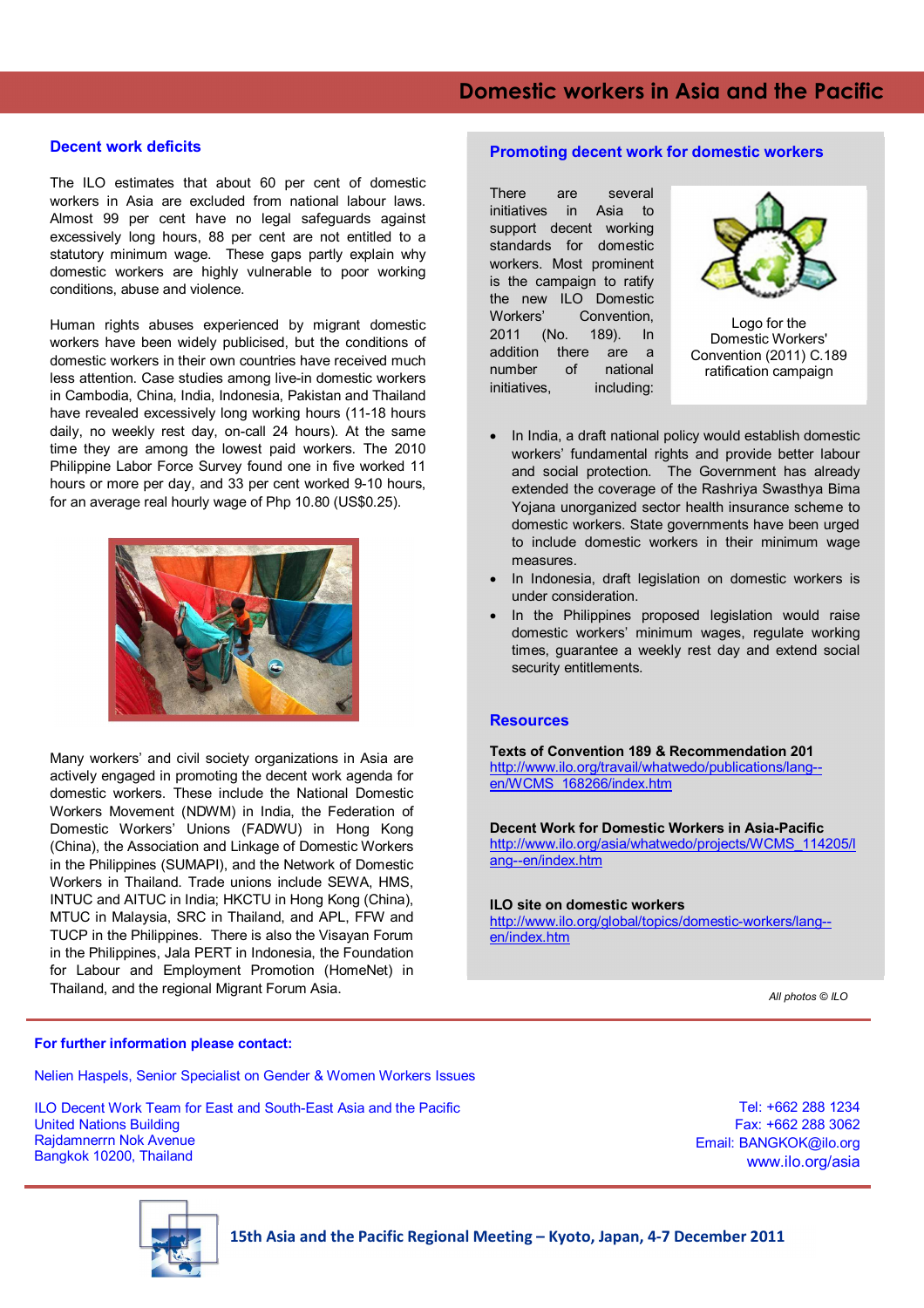## Decent work deficits

The ILO estimates that about 60 per cent of domestic workers in Asia are excluded from national labour laws. Almost 99 per cent have no legal safeguards against excessively long hours, 88 per cent are not entitled to a statutory minimum wage. These gaps partly explain why domestic workers are highly vulnerable to poor working conditions, abuse and violence.

Human rights abuses experienced by migrant domestic workers have been widely publicised, but the conditions of domestic workers in their own countries have received much less attention. Case studies among live-in domestic workers in Cambodia, China, India, Indonesia, Pakistan and Thailand have revealed excessively long working hours (11-18 hours daily, no weekly rest day, on-call 24 hours). At the same time they are among the lowest paid workers. The 2010 Philippine Labor Force Survey found one in five worked 11 hours or more per day, and 33 per cent worked 9-10 hours, for an average real hourly wage of Php 10.80 (US$0.25).

Many workers' and civil society organizations in Asia are actively engaged in promoting the decent work agenda for domestic workers. These include the National Domestic Workers Movement (NDWM) in India, the Federation of Domestic Workers' Unions (FADWU) in Hong Kong (China), the Association and Linkage of Domestic Workers in the Philippines (SUMAPI), and the Network of Domestic Workers in Thailand. Trade unions include SEWA, HMS, INTUC and AITUC in India; HKCTU in Hong Kong (China), MTUC in Malaysia, SRC in Thailand, and APL, FFW and TUCP in the Philippines. There is also the Visayan Forum in the Philippines, Jala PERT in Indonesia, the Foundation for Labour and Employment Promotion (HomeNet) in Thailand, and the regional Migrant Forum Asia.

## Promoting decent work for domestic workers

There are several initiatives in Asia to support decent working standards for domestic workers. Most prominent is the campaign to ratify the new ILO Domestic Workers' Convention, 2011 (No. 189). In addition there are a number of national initiatives, including:

Logo for the Domestic Workers' Convention (2011) C.189 ratification campaign

- In India, a draft national policy would establish domestic workers' fundamental rights and provide better labour and social protection. The Government has already extended the coverage of the Rashriya Swasthya Bima Yojana unorganized sector health insurance scheme to domestic workers. State governments have been urged to include domestic workers in their minimum wage measures.
- In Indonesia, draft legislation on domestic workers is under consideration.
- In the Philippines proposed legislation would raise domestic workers' minimum wages, regulate working times, guarantee a weekly rest day and extend social security entitlements.

## Resources

**Texts of Convention 189 & Recommendation 201**
http://www.ilo.org/travail/whatwedo/publications/lang--en/WCMS_168266/index.htm

**Decent Work for Domestic Workers in Asia-Pacific**
http://www.ilo.org/asia/whatwedo/projects/WCMS_114205/lang--en/index.htm

**ILO site on domestic workers**
http://www.ilo.org/global/topics/domestic-workers/lang--en/index.htm

*All photos © ILO*

**For further information please contact:**

Nelien Haspels, Senior Specialist on Gender & Women Workers Issues

ILO Decent Work Team for East and South-East Asia and the Pacific
United Nations Building
Rajdamnerrn Nok Avenue
Bangkok 10200, Thailand

Tel: +662 288 1234
Fax: +662 288 3062
Email: BANGKOK@ilo.org
www.ilo.org/asia

**15th Asia and the Pacific Regional Meeting – Kyoto, Japan, 4-7 December 2011**